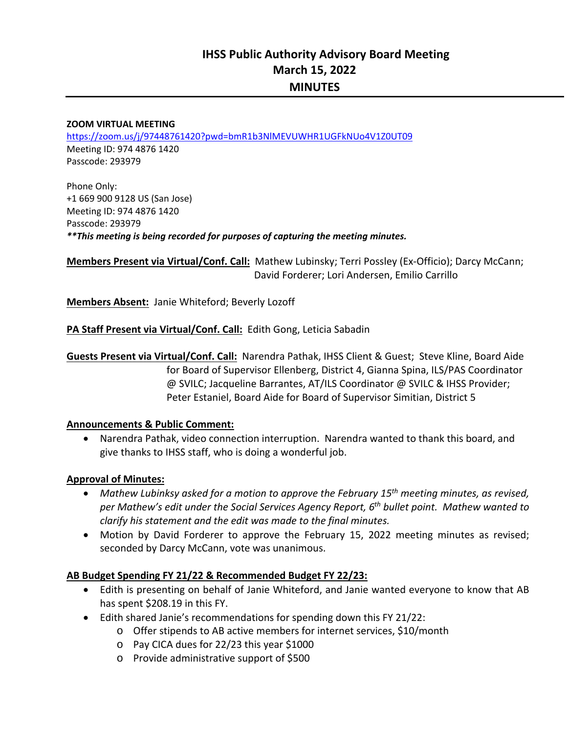# IHSS Public Authority Advisory Board Meeting
# March 15, 2022
# MINUTES

**ZOOM VIRTUAL MEETING**
https://zoom.us/j/97448761420?pwd=bmR1b3NlMEVUWHR1UGFkNUo4V1Z0UT09
Meeting ID: 974 4876 1420
Passcode: 293979

Phone Only:
+1 669 900 9128 US (San Jose)
Meeting ID: 974 4876 1420
Passcode: 293979
***\*\*This meeting is being recorded for purposes of capturing the meeting minutes.***

**Members Present via Virtual/Conf. Call:** Mathew Lubinsky; Terri Possley (Ex-Officio); Darcy McCann; David Forderer; Lori Andersen, Emilio Carrillo

**Members Absent:** Janie Whiteford; Beverly Lozoff

**PA Staff Present via Virtual/Conf. Call:** Edith Gong, Leticia Sabadin

**Guests Present via Virtual/Conf. Call:** Narendra Pathak, IHSS Client & Guest; Steve Kline, Board Aide for Board of Supervisor Ellenberg, District 4, Gianna Spina, ILS/PAS Coordinator @ SVILC; Jacqueline Barrantes, AT/ILS Coordinator @ SVILC & IHSS Provider; Peter Estaniel, Board Aide for Board of Supervisor Simitian, District 5

**Announcements & Public Comment:**

- Narendra Pathak, video connection interruption. Narendra wanted to thank this board, and give thanks to IHSS staff, who is doing a wonderful job.

**Approval of Minutes:**

- *Mathew Lubinksy asked for a motion to approve the February 15th meeting minutes, as revised, per Mathew's edit under the Social Services Agency Report, 6th bullet point. Mathew wanted to clarify his statement and the edit was made to the final minutes.*
- Motion by David Forderer to approve the February 15, 2022 meeting minutes as revised; seconded by Darcy McCann, vote was unanimous.

**AB Budget Spending FY 21/22 & Recommended Budget FY 22/23:**

- Edith is presenting on behalf of Janie Whiteford, and Janie wanted everyone to know that AB has spent $208.19 in this FY.
- Edith shared Janie's recommendations for spending down this FY 21/22:
  - Offer stipends to AB active members for internet services, $10/month
  - Pay CICA dues for 22/23 this year $1000
  - Provide administrative support of $500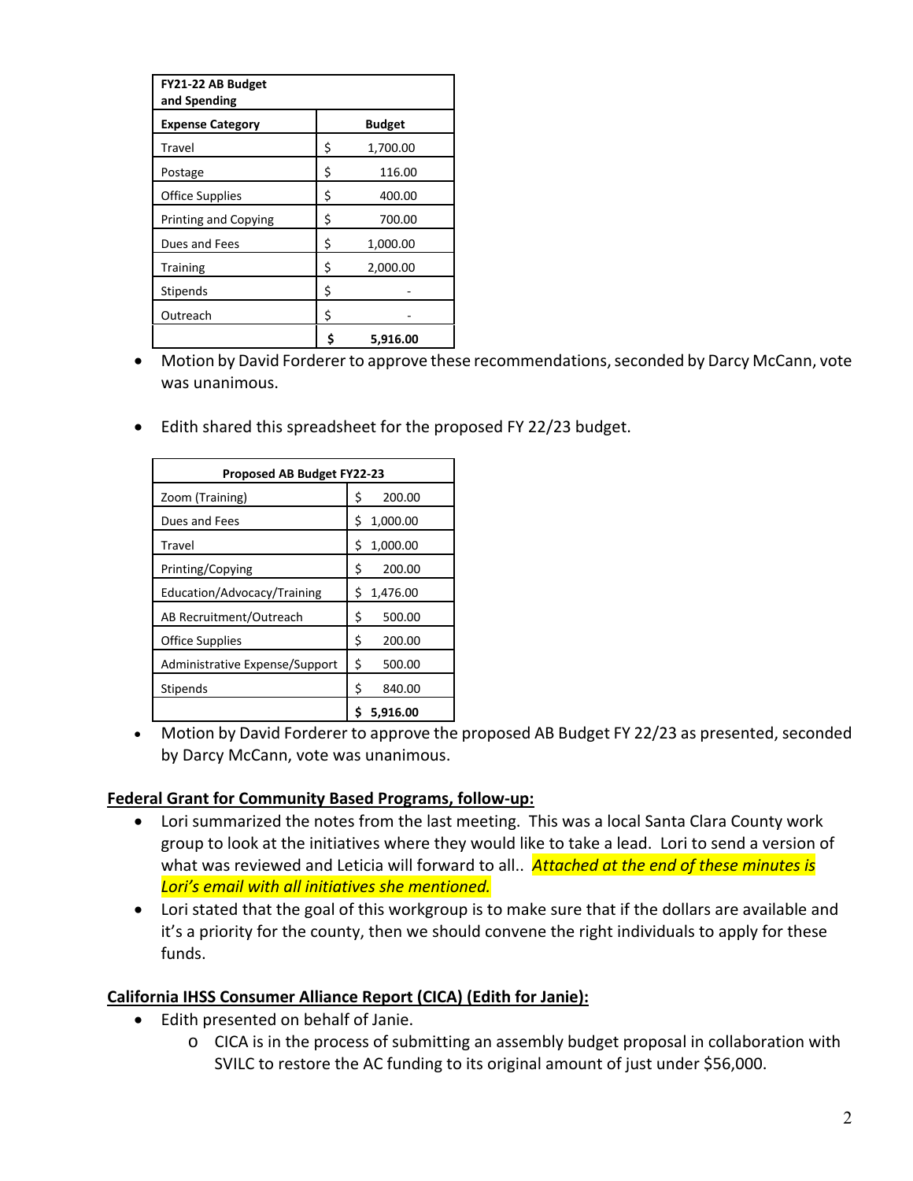| FY21-22 AB Budget and Spending | |
|---|---|
| **Expense Category** | **Budget** |
| Travel | $ 1,700.00 |
| Postage | $ 116.00 |
| Office Supplies | $ 400.00 |
| Printing and Copying | $ 700.00 |
| Dues and Fees | $ 1,000.00 |
| Training | $ 2,000.00 |
| Stipends | $ - |
| Outreach | $ - |
| | **$ 5,916.00** |

- Motion by David Forderer to approve these recommendations, seconded by Darcy McCann, vote was unanimous.

- Edith shared this spreadsheet for the proposed FY 22/23 budget.

| Proposed AB Budget FY22-23 | |
|---|---|
| Zoom (Training) | $ 200.00 |
| Dues and Fees | $ 1,000.00 |
| Travel | $ 1,000.00 |
| Printing/Copying | $ 200.00 |
| Education/Advocacy/Training | $ 1,476.00 |
| AB Recruitment/Outreach | $ 500.00 |
| Office Supplies | $ 200.00 |
| Administrative Expense/Support | $ 500.00 |
| Stipends | $ 840.00 |
| | **$ 5,916.00** |

- Motion by David Forderer to approve the proposed AB Budget FY 22/23 as presented, seconded by Darcy McCann, vote was unanimous.

**Federal Grant for Community Based Programs, follow-up:**

- Lori summarized the notes from the last meeting. This was a local Santa Clara County work group to look at the initiatives where they would like to take a lead. Lori to send a version of what was reviewed and Leticia will forward to all.. *Attached at the end of these minutes is Lori's email with all initiatives she mentioned.*
- Lori stated that the goal of this workgroup is to make sure that if the dollars are available and it's a priority for the county, then we should convene the right individuals to apply for these funds.

**California IHSS Consumer Alliance Report (CICA) (Edith for Janie):**

- Edith presented on behalf of Janie.
  - CICA is in the process of submitting an assembly budget proposal in collaboration with SVILC to restore the AC funding to its original amount of just under $56,000.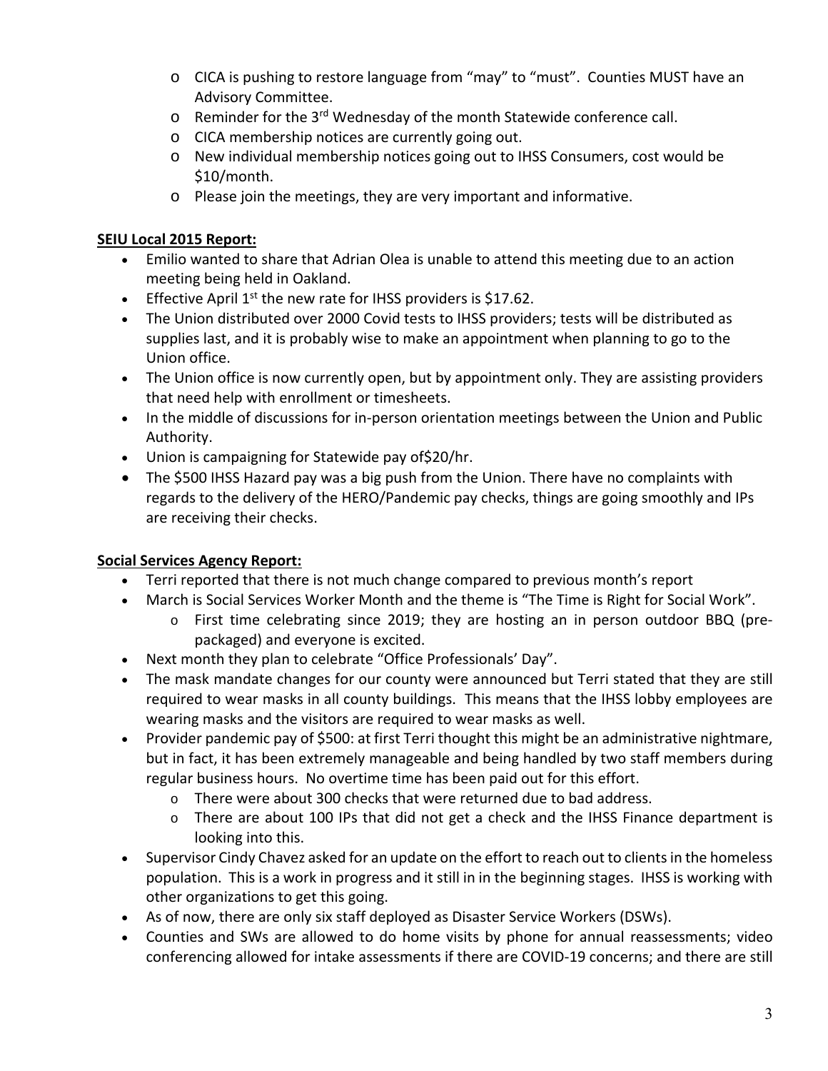- CICA is pushing to restore language from "may" to "must". Counties MUST have an Advisory Committee.
  - Reminder for the 3rd Wednesday of the month Statewide conference call.
  - CICA membership notices are currently going out.
  - New individual membership notices going out to IHSS Consumers, cost would be $10/month.
  - Please join the meetings, they are very important and informative.

**SEIU Local 2015 Report:**

- Emilio wanted to share that Adrian Olea is unable to attend this meeting due to an action meeting being held in Oakland.
- Effective April 1st the new rate for IHSS providers is $17.62.
- The Union distributed over 2000 Covid tests to IHSS providers; tests will be distributed as supplies last, and it is probably wise to make an appointment when planning to go to the Union office.
- The Union office is now currently open, but by appointment only. They are assisting providers that need help with enrollment or timesheets.
- In the middle of discussions for in-person orientation meetings between the Union and Public Authority.
- Union is campaigning for Statewide pay of$20/hr.
- The $500 IHSS Hazard pay was a big push from the Union. There have no complaints with regards to the delivery of the HERO/Pandemic pay checks, things are going smoothly and IPs are receiving their checks.

**Social Services Agency Report:**

- Terri reported that there is not much change compared to previous month's report
- March is Social Services Worker Month and the theme is "The Time is Right for Social Work".
  - First time celebrating since 2019; they are hosting an in person outdoor BBQ (pre-packaged) and everyone is excited.
- Next month they plan to celebrate "Office Professionals' Day".
- The mask mandate changes for our county were announced but Terri stated that they are still required to wear masks in all county buildings. This means that the IHSS lobby employees are wearing masks and the visitors are required to wear masks as well.
- Provider pandemic pay of $500: at first Terri thought this might be an administrative nightmare, but in fact, it has been extremely manageable and being handled by two staff members during regular business hours. No overtime time has been paid out for this effort.
  - There were about 300 checks that were returned due to bad address.
  - There are about 100 IPs that did not get a check and the IHSS Finance department is looking into this.
- Supervisor Cindy Chavez asked for an update on the effort to reach out to clients in the homeless population. This is a work in progress and it still in in the beginning stages. IHSS is working with other organizations to get this going.
- As of now, there are only six staff deployed as Disaster Service Workers (DSWs).
- Counties and SWs are allowed to do home visits by phone for annual reassessments; video conferencing allowed for intake assessments if there are COVID-19 concerns; and there are still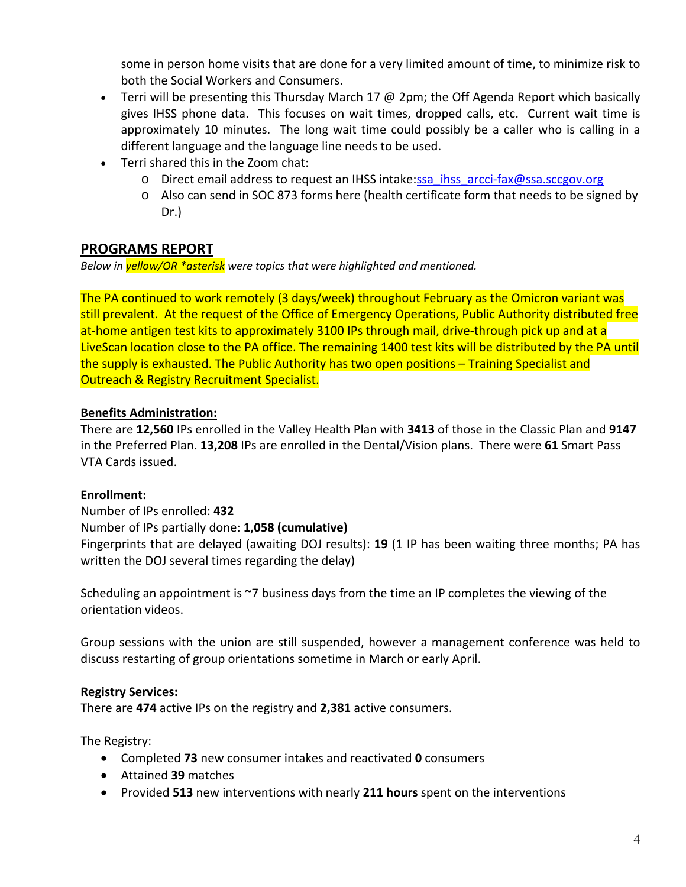some in person home visits that are done for a very limited amount of time, to minimize risk to both the Social Workers and Consumers.

- Terri will be presenting this Thursday March 17 @ 2pm; the Off Agenda Report which basically gives IHSS phone data. This focuses on wait times, dropped calls, etc. Current wait time is approximately 10 minutes. The long wait time could possibly be a caller who is calling in a different language and the language line needs to be used.
- Terri shared this in the Zoom chat:
    - Direct email address to request an IHSS intake:ssa_ihss_arcci-fax@ssa.sccgov.org
    - Also can send in SOC 873 forms here (health certificate form that needs to be signed by Dr.)

## PROGRAMS REPORT

*Below in yellow/OR *asterisk were topics that were highlighted and mentioned.*

The PA continued to work remotely (3 days/week) throughout February as the Omicron variant was still prevalent. At the request of the Office of Emergency Operations, Public Authority distributed free at-home antigen test kits to approximately 3100 IPs through mail, drive-through pick up and at a LiveScan location close to the PA office. The remaining 1400 test kits will be distributed by the PA until the supply is exhausted. The Public Authority has two open positions – Training Specialist and Outreach & Registry Recruitment Specialist.

**Benefits Administration:**

There are **12,560** IPs enrolled in the Valley Health Plan with **3413** of those in the Classic Plan and **9147** in the Preferred Plan. **13,208** IPs are enrolled in the Dental/Vision plans. There were **61** Smart Pass VTA Cards issued.

**Enrollment:**

Number of IPs enrolled: **432**

Number of IPs partially done: **1,058 (cumulative)**

Fingerprints that are delayed (awaiting DOJ results): **19** (1 IP has been waiting three months; PA has written the DOJ several times regarding the delay)

Scheduling an appointment is ~7 business days from the time an IP completes the viewing of the orientation videos.

Group sessions with the union are still suspended, however a management conference was held to discuss restarting of group orientations sometime in March or early April.

**Registry Services:**

There are **474** active IPs on the registry and **2,381** active consumers.

The Registry:

- Completed **73** new consumer intakes and reactivated **0** consumers
- Attained **39** matches
- Provided **513** new interventions with nearly **211 hours** spent on the interventions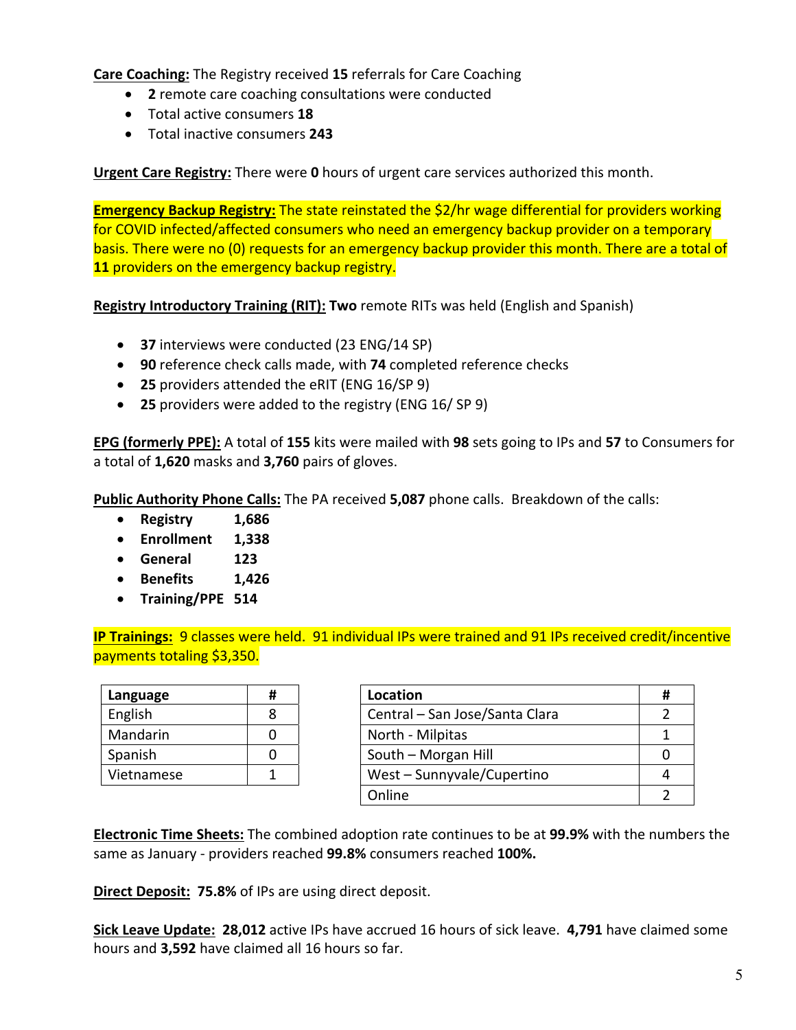**Care Coaching:** The Registry received **15** referrals for Care Coaching

- **2** remote care coaching consultations were conducted
- Total active consumers **18**
- Total inactive consumers **243**

**Urgent Care Registry:** There were **0** hours of urgent care services authorized this month.

**Emergency Backup Registry:** The state reinstated the $2/hr wage differential for providers working for COVID infected/affected consumers who need an emergency backup provider on a temporary basis. There were no (0) requests for an emergency backup provider this month. There are a total of **11** providers on the emergency backup registry.

**Registry Introductory Training (RIT):** **Two** remote RITs was held (English and Spanish)

- **37** interviews were conducted (23 ENG/14 SP)
- **90** reference check calls made, with **74** completed reference checks
- **25** providers attended the eRIT (ENG 16/SP 9)
- **25** providers were added to the registry (ENG 16/ SP 9)

**EPG (formerly PPE):** A total of **155** kits were mailed with **98** sets going to IPs and **57** to Consumers for a total of **1,620** masks and **3,760** pairs of gloves.

**Public Authority Phone Calls:** The PA received **5,087** phone calls. Breakdown of the calls:

- **Registry** 1,686
- **Enrollment** 1,338
- **General** 123
- **Benefits** 1,426
- **Training/PPE** 514

**IP Trainings:** 9 classes were held. 91 individual IPs were trained and 91 IPs received credit/incentive payments totaling $3,350.

| Language | # |
|---|---|
| English | 8 |
| Mandarin | 0 |
| Spanish | 0 |
| Vietnamese | 1 |

| Location | # |
|---|---|
| Central – San Jose/Santa Clara | 2 |
| North - Milpitas | 1 |
| South – Morgan Hill | 0 |
| West – Sunnyvale/Cupertino | 4 |
| Online | 2 |

**Electronic Time Sheets:** The combined adoption rate continues to be at **99.9%** with the numbers the same as January - providers reached **99.8%** consumers reached **100%.**

**Direct Deposit:** **75.8%** of IPs are using direct deposit.

**Sick Leave Update:** **28,012** active IPs have accrued 16 hours of sick leave. **4,791** have claimed some hours and **3,592** have claimed all 16 hours so far.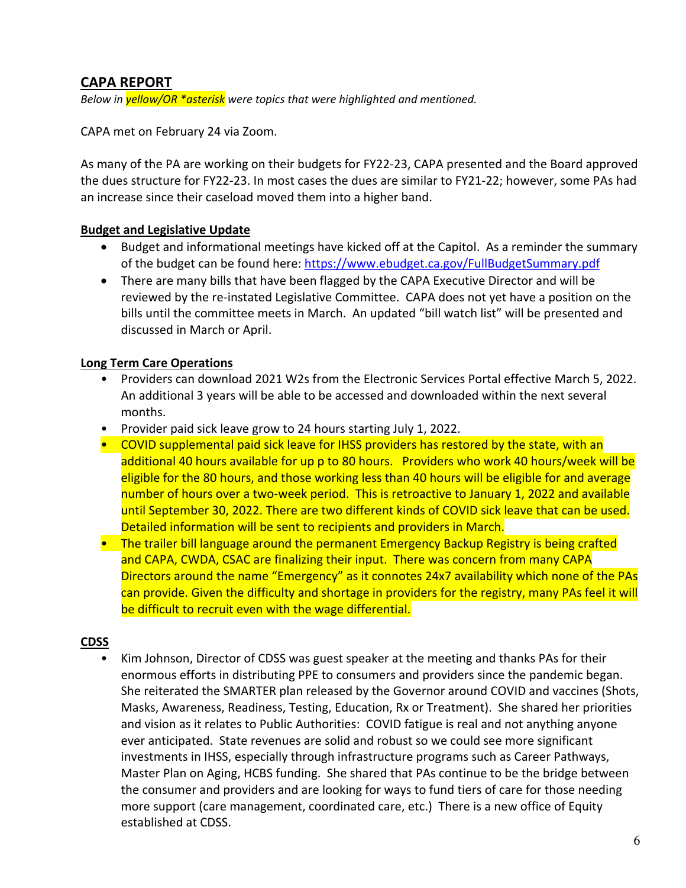## CAPA REPORT

*Below in yellow/OR \*asterisk were topics that were highlighted and mentioned.*

CAPA met on February 24 via Zoom.

As many of the PA are working on their budgets for FY22-23, CAPA presented and the Board approved the dues structure for FY22-23. In most cases the dues are similar to FY21-22; however, some PAs had an increase since their caseload moved them into a higher band.

**Budget and Legislative Update**

- Budget and informational meetings have kicked off at the Capitol. As a reminder the summary of the budget can be found here: https://www.ebudget.ca.gov/FullBudgetSummary.pdf
- There are many bills that have been flagged by the CAPA Executive Director and will be reviewed by the re-instated Legislative Committee. CAPA does not yet have a position on the bills until the committee meets in March. An updated "bill watch list" will be presented and discussed in March or April.

**Long Term Care Operations**

- Providers can download 2021 W2s from the Electronic Services Portal effective March 5, 2022. An additional 3 years will be able to be accessed and downloaded within the next several months.
- Provider paid sick leave grow to 24 hours starting July 1, 2022.
- COVID supplemental paid sick leave for IHSS providers has restored by the state, with an additional 40 hours available for up p to 80 hours. Providers who work 40 hours/week will be eligible for the 80 hours, and those working less than 40 hours will be eligible for and average number of hours over a two-week period. This is retroactive to January 1, 2022 and available until September 30, 2022. There are two different kinds of COVID sick leave that can be used. Detailed information will be sent to recipients and providers in March.
- The trailer bill language around the permanent Emergency Backup Registry is being crafted and CAPA, CWDA, CSAC are finalizing their input. There was concern from many CAPA Directors around the name "Emergency" as it connotes 24x7 availability which none of the PAs can provide. Given the difficulty and shortage in providers for the registry, many PAs feel it will be difficult to recruit even with the wage differential.

**CDSS**

- Kim Johnson, Director of CDSS was guest speaker at the meeting and thanks PAs for their enormous efforts in distributing PPE to consumers and providers since the pandemic began. She reiterated the SMARTER plan released by the Governor around COVID and vaccines (Shots, Masks, Awareness, Readiness, Testing, Education, Rx or Treatment). She shared her priorities and vision as it relates to Public Authorities: COVID fatigue is real and not anything anyone ever anticipated. State revenues are solid and robust so we could see more significant investments in IHSS, especially through infrastructure programs such as Career Pathways, Master Plan on Aging, HCBS funding. She shared that PAs continue to be the bridge between the consumer and providers and are looking for ways to fund tiers of care for those needing more support (care management, coordinated care, etc.) There is a new office of Equity established at CDSS.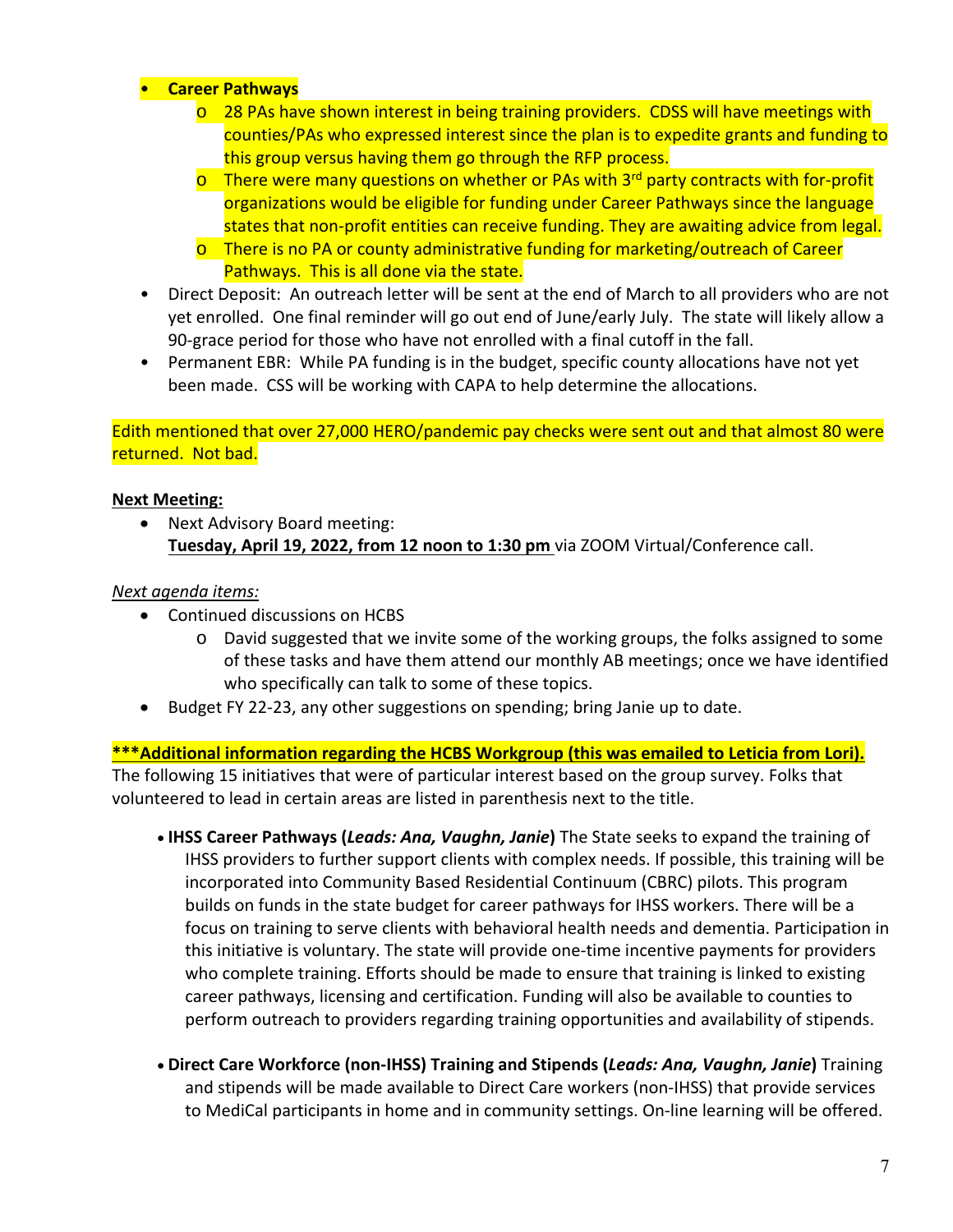- **Career Pathways**
  - 28 PAs have shown interest in being training providers. CDSS will have meetings with counties/PAs who expressed interest since the plan is to expedite grants and funding to this group versus having them go through the RFP process.
  - There were many questions on whether or PAs with 3rd party contracts with for-profit organizations would be eligible for funding under Career Pathways since the language states that non-profit entities can receive funding. They are awaiting advice from legal.
  - There is no PA or county administrative funding for marketing/outreach of Career Pathways. This is all done via the state.
- Direct Deposit: An outreach letter will be sent at the end of March to all providers who are not yet enrolled. One final reminder will go out end of June/early July. The state will likely allow a 90-grace period for those who have not enrolled with a final cutoff in the fall.
- Permanent EBR: While PA funding is in the budget, specific county allocations have not yet been made. CSS will be working with CAPA to help determine the allocations.

Edith mentioned that over 27,000 HERO/pandemic pay checks were sent out and that almost 80 were returned. Not bad.

**Next Meeting:**

- Next Advisory Board meeting:
  **Tuesday, April 19, 2022, from 12 noon to 1:30 pm** via ZOOM Virtual/Conference call.

*Next agenda items:*

- Continued discussions on HCBS
  - David suggested that we invite some of the working groups, the folks assigned to some of these tasks and have them attend our monthly AB meetings; once we have identified who specifically can talk to some of these topics.
- Budget FY 22-23, any other suggestions on spending; bring Janie up to date.

**\*\*\*Additional information regarding the HCBS Workgroup (this was emailed to Leticia from Lori).**
The following 15 initiatives that were of particular interest based on the group survey. Folks that volunteered to lead in certain areas are listed in parenthesis next to the title.

- **IHSS Career Pathways (*Leads: Ana, Vaughn, Janie*)** The State seeks to expand the training of IHSS providers to further support clients with complex needs. If possible, this training will be incorporated into Community Based Residential Continuum (CBRC) pilots. This program builds on funds in the state budget for career pathways for IHSS workers. There will be a focus on training to serve clients with behavioral health needs and dementia. Participation in this initiative is voluntary. The state will provide one-time incentive payments for providers who complete training. Efforts should be made to ensure that training is linked to existing career pathways, licensing and certification. Funding will also be available to counties to perform outreach to providers regarding training opportunities and availability of stipends.

- **Direct Care Workforce (non-IHSS) Training and Stipends (*Leads: Ana, Vaughn, Janie*)** Training and stipends will be made available to Direct Care workers (non-IHSS) that provide services to MediCal participants in home and in community settings. On-line learning will be offered.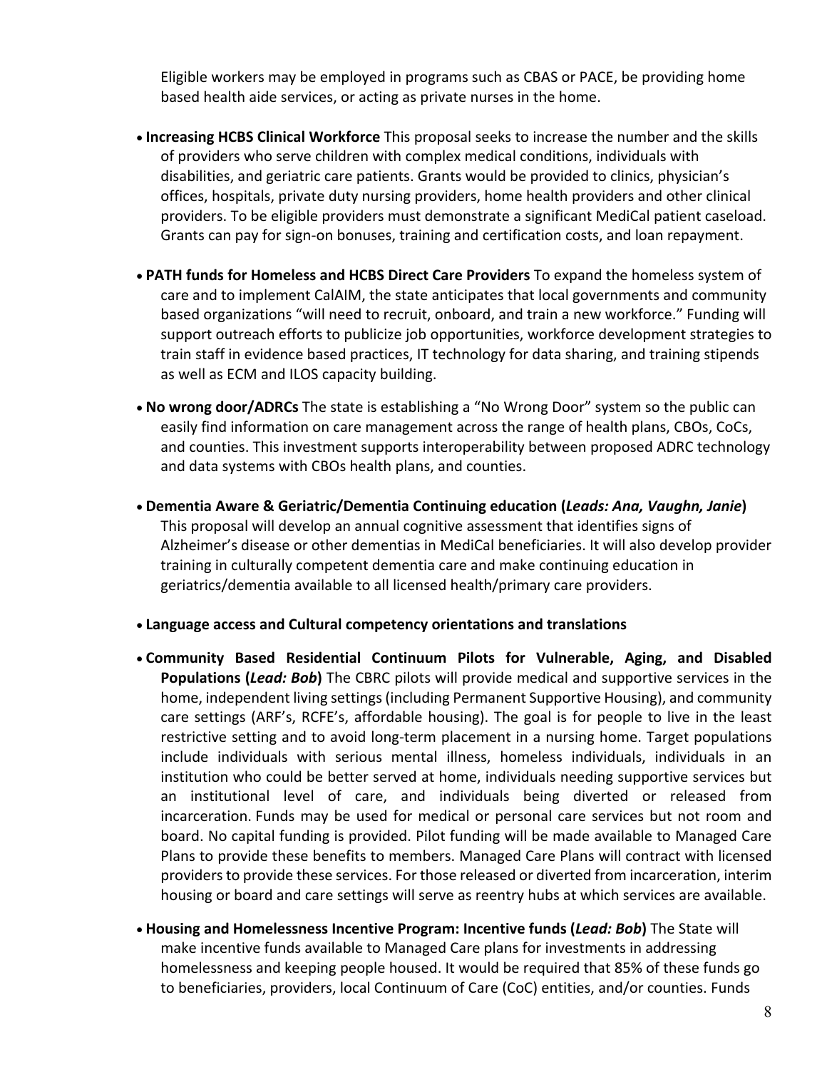Eligible workers may be employed in programs such as CBAS or PACE, be providing home based health aide services, or acting as private nurses in the home.

- **Increasing HCBS Clinical Workforce** This proposal seeks to increase the number and the skills of providers who serve children with complex medical conditions, individuals with disabilities, and geriatric care patients. Grants would be provided to clinics, physician's offices, hospitals, private duty nursing providers, home health providers and other clinical providers. To be eligible providers must demonstrate a significant MediCal patient caseload. Grants can pay for sign-on bonuses, training and certification costs, and loan repayment.

- **PATH funds for Homeless and HCBS Direct Care Providers** To expand the homeless system of care and to implement CalAIM, the state anticipates that local governments and community based organizations "will need to recruit, onboard, and train a new workforce." Funding will support outreach efforts to publicize job opportunities, workforce development strategies to train staff in evidence based practices, IT technology for data sharing, and training stipends as well as ECM and ILOS capacity building.

- **No wrong door/ADRCs** The state is establishing a "No Wrong Door" system so the public can easily find information on care management across the range of health plans, CBOs, CoCs, and counties. This investment supports interoperability between proposed ADRC technology and data systems with CBOs health plans, and counties.

- **Dementia Aware & Geriatric/Dementia Continuing education (*Leads: Ana, Vaughn, Janie*)** This proposal will develop an annual cognitive assessment that identifies signs of Alzheimer's disease or other dementias in MediCal beneficiaries. It will also develop provider training in culturally competent dementia care and make continuing education in geriatrics/dementia available to all licensed health/primary care providers.

- **Language access and Cultural competency orientations and translations**

- **Community Based Residential Continuum Pilots for Vulnerable, Aging, and Disabled Populations (*Lead: Bob*)** The CBRC pilots will provide medical and supportive services in the home, independent living settings (including Permanent Supportive Housing), and community care settings (ARF's, RCFE's, affordable housing). The goal is for people to live in the least restrictive setting and to avoid long-term placement in a nursing home. Target populations include individuals with serious mental illness, homeless individuals, individuals in an institution who could be better served at home, individuals needing supportive services but an institutional level of care, and individuals being diverted or released from incarceration. Funds may be used for medical or personal care services but not room and board. No capital funding is provided. Pilot funding will be made available to Managed Care Plans to provide these benefits to members. Managed Care Plans will contract with licensed providers to provide these services. For those released or diverted from incarceration, interim housing or board and care settings will serve as reentry hubs at which services are available.

- **Housing and Homelessness Incentive Program: Incentive funds (*Lead: Bob*)** The State will make incentive funds available to Managed Care plans for investments in addressing homelessness and keeping people housed. It would be required that 85% of these funds go to beneficiaries, providers, local Continuum of Care (CoC) entities, and/or counties. Funds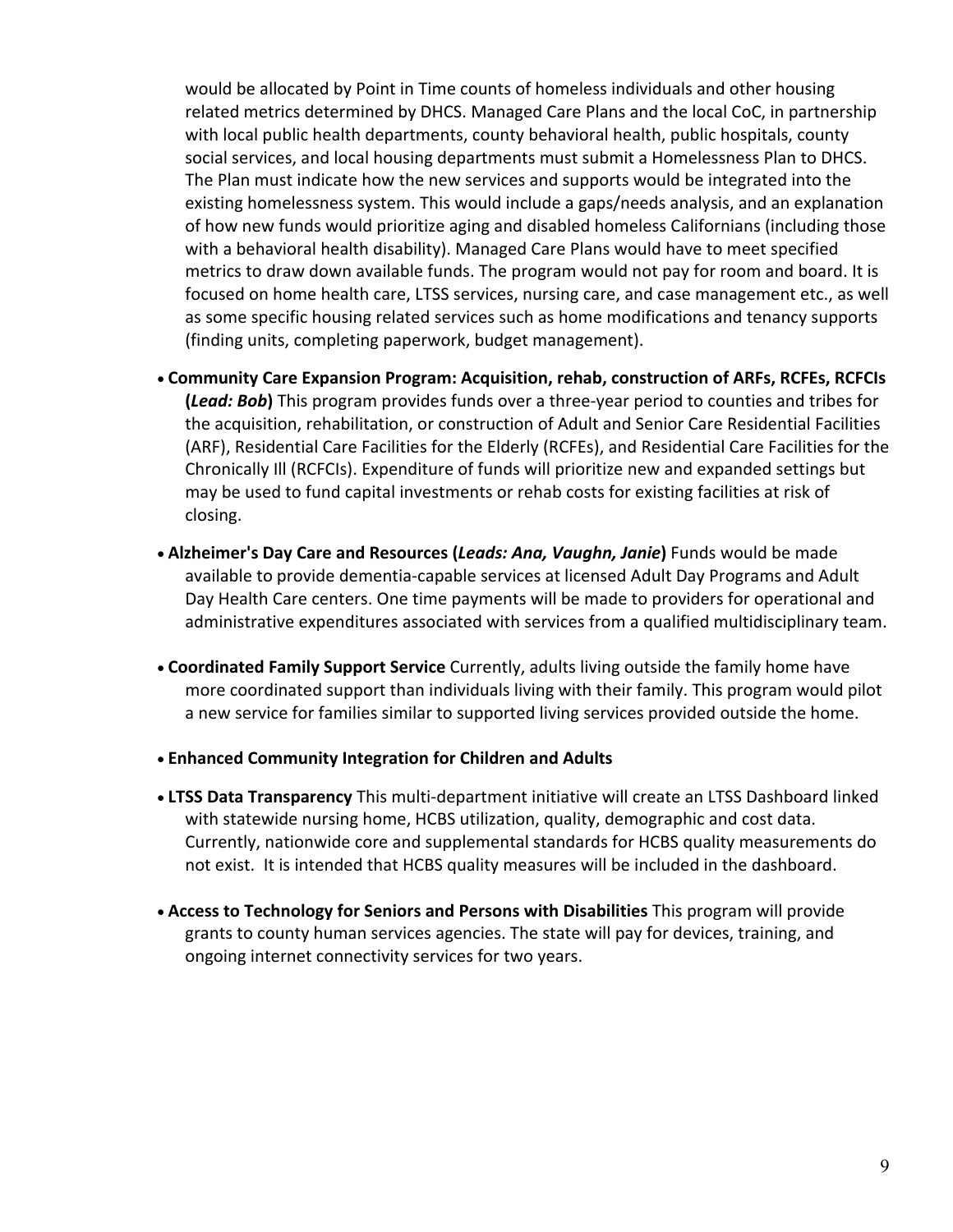would be allocated by Point in Time counts of homeless individuals and other housing related metrics determined by DHCS. Managed Care Plans and the local CoC, in partnership with local public health departments, county behavioral health, public hospitals, county social services, and local housing departments must submit a Homelessness Plan to DHCS. The Plan must indicate how the new services and supports would be integrated into the existing homelessness system. This would include a gaps/needs analysis, and an explanation of how new funds would prioritize aging and disabled homeless Californians (including those with a behavioral health disability). Managed Care Plans would have to meet specified metrics to draw down available funds. The program would not pay for room and board. It is focused on home health care, LTSS services, nursing care, and case management etc., as well as some specific housing related services such as home modifications and tenancy supports (finding units, completing paperwork, budget management).

- **Community Care Expansion Program: Acquisition, rehab, construction of ARFs, RCFEs, RCFCIs (*Lead: Bob*)** This program provides funds over a three-year period to counties and tribes for the acquisition, rehabilitation, or construction of Adult and Senior Care Residential Facilities (ARF), Residential Care Facilities for the Elderly (RCFEs), and Residential Care Facilities for the Chronically Ill (RCFCIs). Expenditure of funds will prioritize new and expanded settings but may be used to fund capital investments or rehab costs for existing facilities at risk of closing.

- **Alzheimer's Day Care and Resources (*Leads: Ana, Vaughn, Janie*)** Funds would be made available to provide dementia-capable services at licensed Adult Day Programs and Adult Day Health Care centers. One time payments will be made to providers for operational and administrative expenditures associated with services from a qualified multidisciplinary team.

- **Coordinated Family Support Service** Currently, adults living outside the family home have more coordinated support than individuals living with their family. This program would pilot a new service for families similar to supported living services provided outside the home.

- **Enhanced Community Integration for Children and Adults**

- **LTSS Data Transparency** This multi-department initiative will create an LTSS Dashboard linked with statewide nursing home, HCBS utilization, quality, demographic and cost data. Currently, nationwide core and supplemental standards for HCBS quality measurements do not exist. It is intended that HCBS quality measures will be included in the dashboard.

- **Access to Technology for Seniors and Persons with Disabilities** This program will provide grants to county human services agencies. The state will pay for devices, training, and ongoing internet connectivity services for two years.